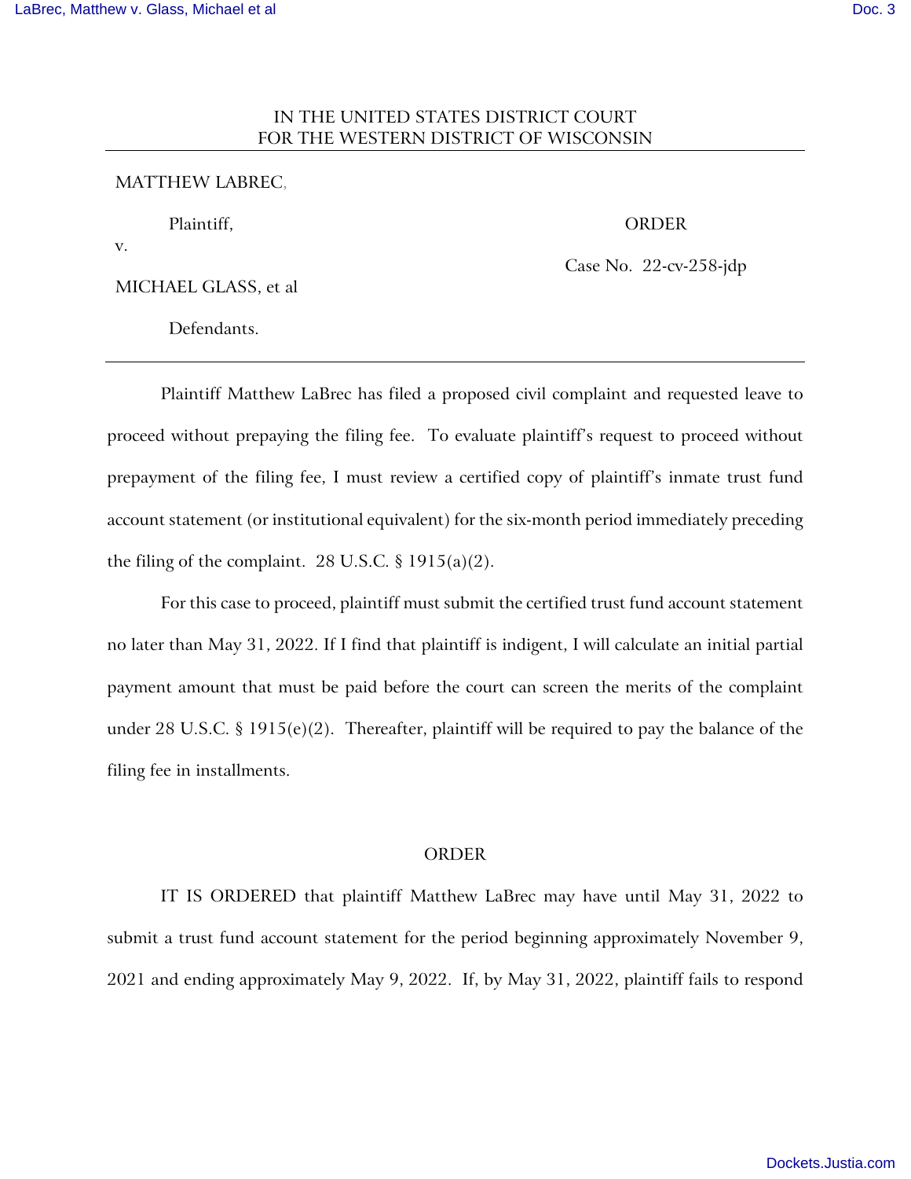IN THE UNITED STATES DISTRICT COURT
FOR THE WESTERN DISTRICT OF WISCONSIN

MATTHEW LABREC,

Plaintiff,

v.

MICHAEL GLASS, et al

Defendants.

ORDER

Case No. 22-cv-258-jdp

Plaintiff Matthew LaBrec has filed a proposed civil complaint and requested leave to proceed without prepaying the filing fee. To evaluate plaintiff's request to proceed without prepayment of the filing fee, I must review a certified copy of plaintiff's inmate trust fund account statement (or institutional equivalent) for the six-month period immediately preceding the filing of the complaint. 28 U.S.C. § 1915(a)(2).

For this case to proceed, plaintiff must submit the certified trust fund account statement no later than May 31, 2022. If I find that plaintiff is indigent, I will calculate an initial partial payment amount that must be paid before the court can screen the merits of the complaint under 28 U.S.C. § 1915(e)(2). Thereafter, plaintiff will be required to pay the balance of the filing fee in installments.

## ORDER

IT IS ORDERED that plaintiff Matthew LaBrec may have until May 31, 2022 to submit a trust fund account statement for the period beginning approximately November 9, 2021 and ending approximately May 9, 2022. If, by May 31, 2022, plaintiff fails to respond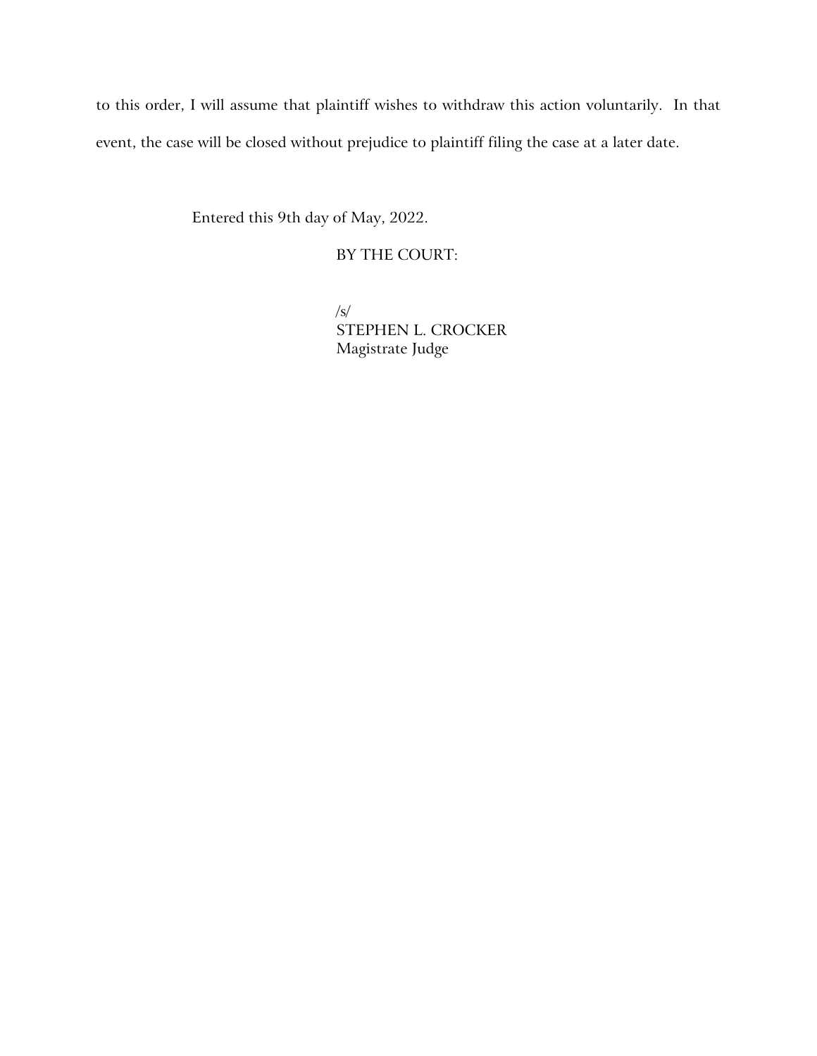to this order, I will assume that plaintiff wishes to withdraw this action voluntarily. In that event, the case will be closed without prejudice to plaintiff filing the case at a later date.

Entered this 9th day of May, 2022.

BY THE COURT:

/s/
STEPHEN L. CROCKER
Magistrate Judge